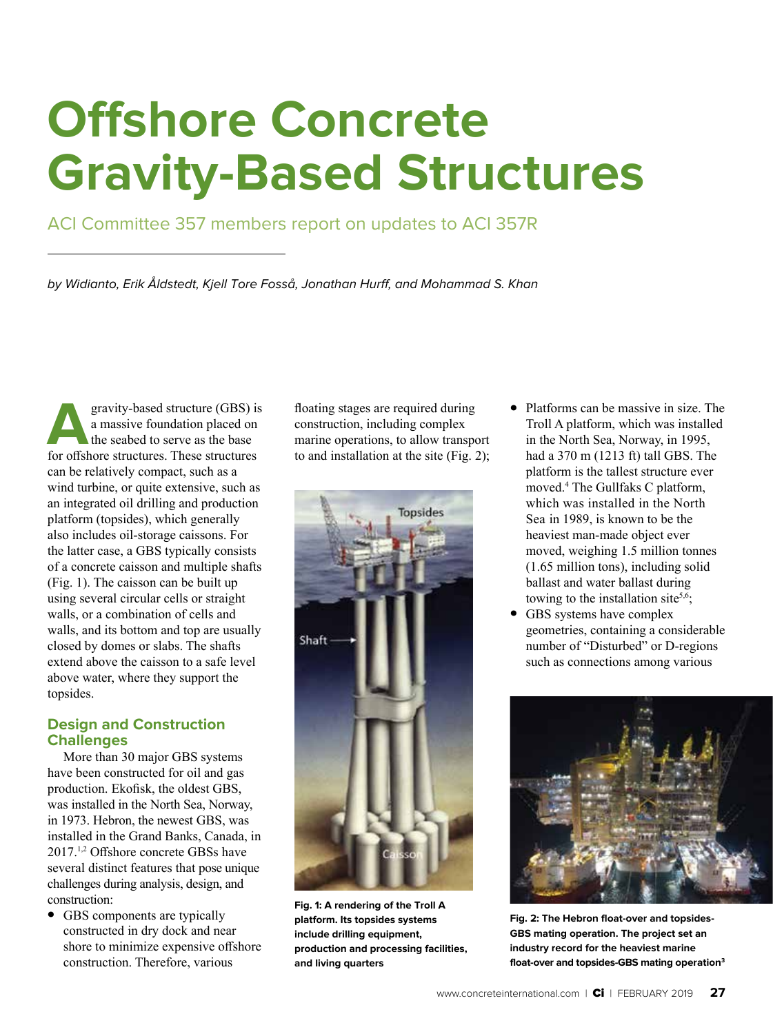# Offshore Concrete Gravity-Based Structures

ACI Committee 357 members report on updates to ACI 357R

*by Widianto, Erik Åldstedt, Kjell Tore Fosså, Jonathan Hurff, and Mohammad S. Khan*

A gravity-based structure (GBS) is a massive foundation placed on the seabed to serve as the base for offshore structures. These structures can be relatively compact, such as a wind turbine, or quite extensive, such as an integrated oil drilling and production platform (topsides), which generally also includes oil-storage caissons. For the latter case, a GBS typically consists of a concrete caisson and multiple shafts (Fig. 1). The caisson can be built up using several circular cells or straight walls, or a combination of cells and walls, and its bottom and top are usually closed by domes or slabs. The shafts extend above the caisson to a safe level above water, where they support the topsides.

## Design and Construction Challenges

More than 30 major GBS systems have been constructed for oil and gas production. Ekofisk, the oldest GBS, was installed in the North Sea, Norway, in 1973. Hebron, the newest GBS, was installed in the Grand Banks, Canada, in 2017.[1,2] Offshore concrete GBSs have several distinct features that pose unique challenges during analysis, design, and construction:

- GBS components are typically constructed in dry dock and near shore to minimize expensive offshore construction. Therefore, various floating stages are required during construction, including complex marine operations, to allow transport to and installation at the site (Fig. 2);
- Platforms can be massive in size. The Troll A platform, which was installed in the North Sea, Norway, in 1995, had a 370 m (1213 ft) tall GBS. The platform is the tallest structure ever moved.[4] The Gullfaks C platform, which was installed in the North Sea in 1989, is known to be the heaviest man-made object ever moved, weighing 1.5 million tonnes (1.65 million tons), including solid ballast and water ballast during towing to the installation site[5,6];
- GBS systems have complex geometries, containing a considerable number of "Disturbed" or D-regions such as connections among various

**Fig. 1: A rendering of the Troll A platform. Its topsides systems include drilling equipment, production and processing facilities, and living quarters**

**Fig. 2: The Hebron float-over and topsides-GBS mating operation. The project set an industry record for the heaviest marine float-over and topsides-GBS mating operation[3]**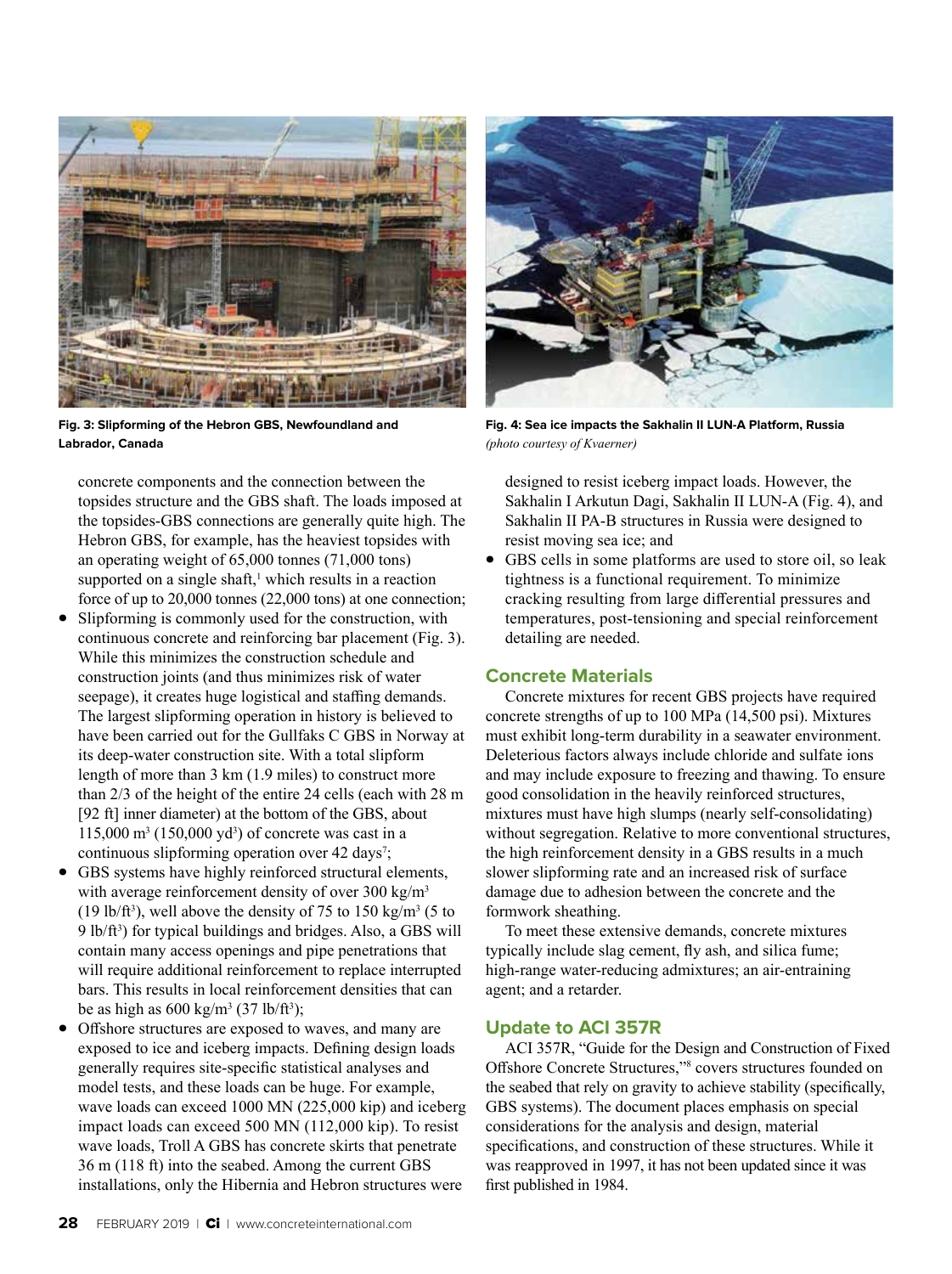Fig. 3: Slipforming of the Hebron GBS, Newfoundland and Labrador, Canada

Fig. 4: Sea ice impacts the Sakhalin II LUN-A Platform, Russia *(photo courtesy of Kvaerner)*

concrete components and the connection between the topsides structure and the GBS shaft. The loads imposed at the topsides-GBS connections are generally quite high. The Hebron GBS, for example, has the heaviest topsides with an operating weight of 65,000 tonnes (71,000 tons) supported on a single shaft,[1] which results in a reaction force of up to 20,000 tonnes (22,000 tons) at one connection;

- Slipforming is commonly used for the construction, with continuous concrete and reinforcing bar placement (Fig. 3). While this minimizes the construction schedule and construction joints (and thus minimizes risk of water seepage), it creates huge logistical and staffing demands. The largest slipforming operation in history is believed to have been carried out for the Gullfaks C GBS in Norway at its deep-water construction site. With a total slipform length of more than 3 km (1.9 miles) to construct more than 2/3 of the height of the entire 24 cells (each with 28 m [92 ft] inner diameter) at the bottom of the GBS, about 115,000 m$^3$ (150,000 yd$^3$) of concrete was cast in a continuous slipforming operation over 42 days[7];
- GBS systems have highly reinforced structural elements, with average reinforcement density of over 300 kg/m$^3$ (19 lb/ft$^3$), well above the density of 75 to 150 kg/m$^3$ (5 to 9 lb/ft$^3$) for typical buildings and bridges. Also, a GBS will contain many access openings and pipe penetrations that will require additional reinforcement to replace interrupted bars. This results in local reinforcement densities that can be as high as 600 kg/m$^3$ (37 lb/ft$^3$);
- Offshore structures are exposed to waves, and many are exposed to ice and iceberg impacts. Defining design loads generally requires site-specific statistical analyses and model tests, and these loads can be huge. For example, wave loads can exceed 1000 MN (225,000 kip) and iceberg impact loads can exceed 500 MN (112,000 kip). To resist wave loads, Troll A GBS has concrete skirts that penetrate 36 m (118 ft) into the seabed. Among the current GBS installations, only the Hibernia and Hebron structures were designed to resist iceberg impact loads. However, the Sakhalin I Arkutun Dagi, Sakhalin II LUN-A (Fig. 4), and Sakhalin II PA-B structures in Russia were designed to resist moving sea ice; and
- GBS cells in some platforms are used to store oil, so leak tightness is a functional requirement. To minimize cracking resulting from large differential pressures and temperatures, post-tensioning and special reinforcement detailing are needed.

## Concrete Materials

Concrete mixtures for recent GBS projects have required concrete strengths of up to 100 MPa (14,500 psi). Mixtures must exhibit long-term durability in a seawater environment. Deleterious factors always include chloride and sulfate ions and may include exposure to freezing and thawing. To ensure good consolidation in the heavily reinforced structures, mixtures must have high slumps (nearly self-consolidating) without segregation. Relative to more conventional structures, the high reinforcement density in a GBS results in a much slower slipforming rate and an increased risk of surface damage due to adhesion between the concrete and the formwork sheathing.

To meet these extensive demands, concrete mixtures typically include slag cement, fly ash, and silica fume; high-range water-reducing admixtures; an air-entraining agent; and a retarder.

## Update to ACI 357R

ACI 357R, "Guide for the Design and Construction of Fixed Offshore Concrete Structures,"[8] covers structures founded on the seabed that rely on gravity to achieve stability (specifically, GBS systems). The document places emphasis on special considerations for the analysis and design, material specifications, and construction of these structures. While it was reapproved in 1997, it has not been updated since it was first published in 1984.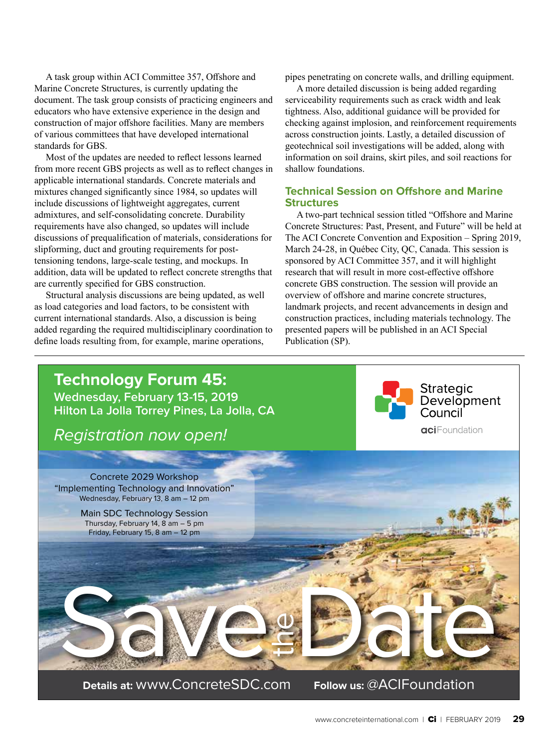A task group within ACI Committee 357, Offshore and Marine Concrete Structures, is currently updating the document. The task group consists of practicing engineers and educators who have extensive experience in the design and construction of major offshore facilities. Many are members of various committees that have developed international standards for GBS.

Most of the updates are needed to reflect lessons learned from more recent GBS projects as well as to reflect changes in applicable international standards. Concrete materials and mixtures changed significantly since 1984, so updates will include discussions of lightweight aggregates, current admixtures, and self-consolidating concrete. Durability requirements have also changed, so updates will include discussions of prequalification of materials, considerations for slipforming, duct and grouting requirements for post-tensioning tendons, large-scale testing, and mockups. In addition, data will be updated to reflect concrete strengths that are currently specified for GBS construction.

Structural analysis discussions are being updated, as well as load categories and load factors, to be consistent with current international standards. Also, a discussion is being added regarding the required multidisciplinary coordination to define loads resulting from, for example, marine operations, pipes penetrating on concrete walls, and drilling equipment.

A more detailed discussion is being added regarding serviceability requirements such as crack width and leak tightness. Also, additional guidance will be provided for checking against implosion, and reinforcement requirements across construction joints. Lastly, a detailed discussion of geotechnical soil investigations will be added, along with information on soil drains, skirt piles, and soil reactions for shallow foundations.

## Technical Session on Offshore and Marine Structures

A two-part technical session titled "Offshore and Marine Concrete Structures: Past, Present, and Future" will be held at The ACI Concrete Convention and Exposition – Spring 2019, March 24-28, in Québec City, QC, Canada. This session is sponsored by ACI Committee 357, and it will highlight research that will result in more cost-effective offshore concrete GBS construction. The session will provide an overview of offshore and marine concrete structures, landmark projects, and recent advancements in design and construction practices, including materials technology. The presented papers will be published in an ACI Special Publication (SP).

---

## Technology Forum 45:

**Wednesday, February 13-15, 2019**
**Hilton La Jolla Torrey Pines, La Jolla, CA**

*Registration now open!*

Strategic Development Council
aciFoundation

Concrete 2029 Workshop
"Implementing Technology and Innovation"
Wednesday, February 13, 8 am – 12 pm

Main SDC Technology Session
Thursday, February 14, 8 am – 5 pm
Friday, February 15, 8 am – 12 pm

Save the Date

**Details at:** www.ConcreteSDC.com **Follow us:** @ACIFoundation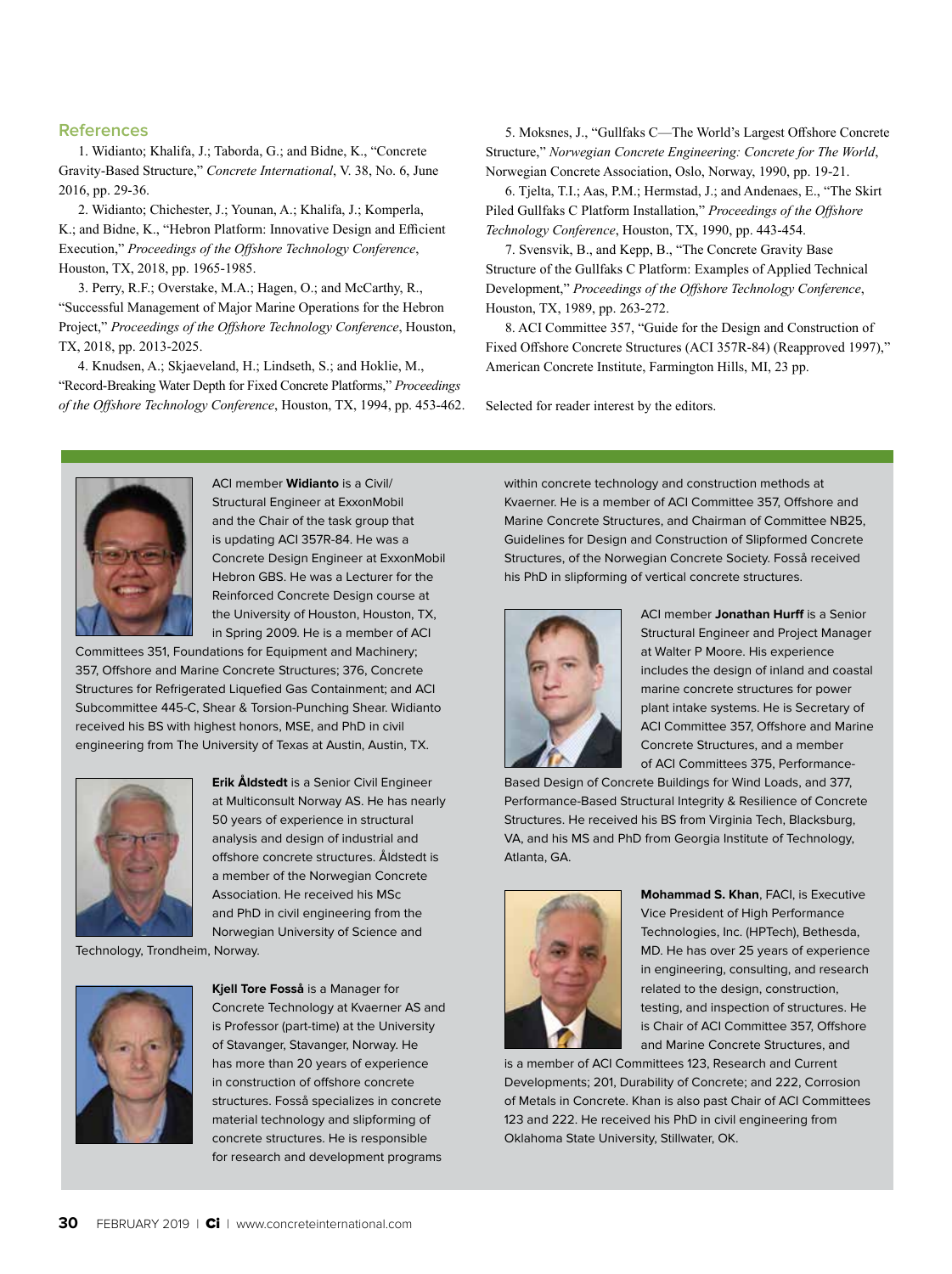## References

1. Widianto; Khalifa, J.; Taborda, G.; and Bidne, K., "Concrete Gravity-Based Structure," *Concrete International*, V. 38, No. 6, June 2016, pp. 29-36.

2. Widianto; Chichester, J.; Younan, A.; Khalifa, J.; Komperla, K.; and Bidne, K., "Hebron Platform: Innovative Design and Efficient Execution," *Proceedings of the Offshore Technology Conference*, Houston, TX, 2018, pp. 1965-1985.

3. Perry, R.F.; Overstake, M.A.; Hagen, O.; and McCarthy, R., "Successful Management of Major Marine Operations for the Hebron Project," *Proceedings of the Offshore Technology Conference*, Houston, TX, 2018, pp. 2013-2025.

4. Knudsen, A.; Skjaeveland, H.; Lindseth, S.; and Hoklie, M., "Record-Breaking Water Depth for Fixed Concrete Platforms," *Proceedings of the Offshore Technology Conference*, Houston, TX, 1994, pp. 453-462.

5. Moksnes, J., "Gullfaks C—The World's Largest Offshore Concrete Structure," *Norwegian Concrete Engineering: Concrete for The World*, Norwegian Concrete Association, Oslo, Norway, 1990, pp. 19-21.

6. Tjelta, T.I.; Aas, P.M.; Hermstad, J.; and Andenaes, E., "The Skirt Piled Gullfaks C Platform Installation," *Proceedings of the Offshore Technology Conference*, Houston, TX, 1990, pp. 443-454.

7. Svensvik, B., and Kepp, B., "The Concrete Gravity Base Structure of the Gullfaks C Platform: Examples of Applied Technical Development," *Proceedings of the Offshore Technology Conference*, Houston, TX, 1989, pp. 263-272.

8. ACI Committee 357, "Guide for the Design and Construction of Fixed Offshore Concrete Structures (ACI 357R-84) (Reapproved 1997)," American Concrete Institute, Farmington Hills, MI, 23 pp.

Selected for reader interest by the editors.

---

ACI member **Widianto** is a Civil/Structural Engineer at ExxonMobil and the Chair of the task group that is updating ACI 357R-84. He was a Concrete Design Engineer at ExxonMobil Hebron GBS. He was a Lecturer for the Reinforced Concrete Design course at the University of Houston, Houston, TX, in Spring 2009. He is a member of ACI Committees 351, Foundations for Equipment and Machinery; 357, Offshore and Marine Concrete Structures; 376, Concrete Structures for Refrigerated Liquefied Gas Containment; and ACI Subcommittee 445-C, Shear & Torsion-Punching Shear. Widianto received his BS with highest honors, MSE, and PhD in civil engineering from The University of Texas at Austin, Austin, TX.

**Erik Åldstedt** is a Senior Civil Engineer at Multiconsult Norway AS. He has nearly 50 years of experience in structural analysis and design of industrial and offshore concrete structures. Åldstedt is a member of the Norwegian Concrete Association. He received his MSc and PhD in civil engineering from the Norwegian University of Science and Technology, Trondheim, Norway.

**Kjell Tore Fosså** is a Manager for Concrete Technology at Kvaerner AS and is Professor (part-time) at the University of Stavanger, Stavanger, Norway. He has more than 20 years of experience in construction of offshore concrete structures. Fosså specializes in concrete material technology and slipforming of concrete structures. He is responsible for research and development programs within concrete technology and construction methods at Kvaerner. He is a member of ACI Committee 357, Offshore and Marine Concrete Structures, and Chairman of Committee NB25, Guidelines for Design and Construction of Slipformed Concrete Structures, of the Norwegian Concrete Society. Fosså received his PhD in slipforming of vertical concrete structures.

ACI member **Jonathan Hurff** is a Senior Structural Engineer and Project Manager at Walter P Moore. His experience includes the design of inland and coastal marine concrete structures for power plant intake systems. He is Secretary of ACI Committee 357, Offshore and Marine Concrete Structures, and a member of ACI Committees 375, Performance-Based Design of Concrete Buildings for Wind Loads, and 377, Performance-Based Structural Integrity & Resilience of Concrete Structures. He received his BS from Virginia Tech, Blacksburg, VA, and his MS and PhD from Georgia Institute of Technology, Atlanta, GA.

**Mohammad S. Khan**, FACI, is Executive Vice President of High Performance Technologies, Inc. (HPTech), Bethesda, MD. He has over 25 years of experience in engineering, consulting, and research related to the design, construction, testing, and inspection of structures. He is Chair of ACI Committee 357, Offshore and Marine Concrete Structures, and is a member of ACI Committees 123, Research and Current Developments; 201, Durability of Concrete; and 222, Corrosion of Metals in Concrete. Khan is also past Chair of ACI Committees 123 and 222. He received his PhD in civil engineering from Oklahoma State University, Stillwater, OK.